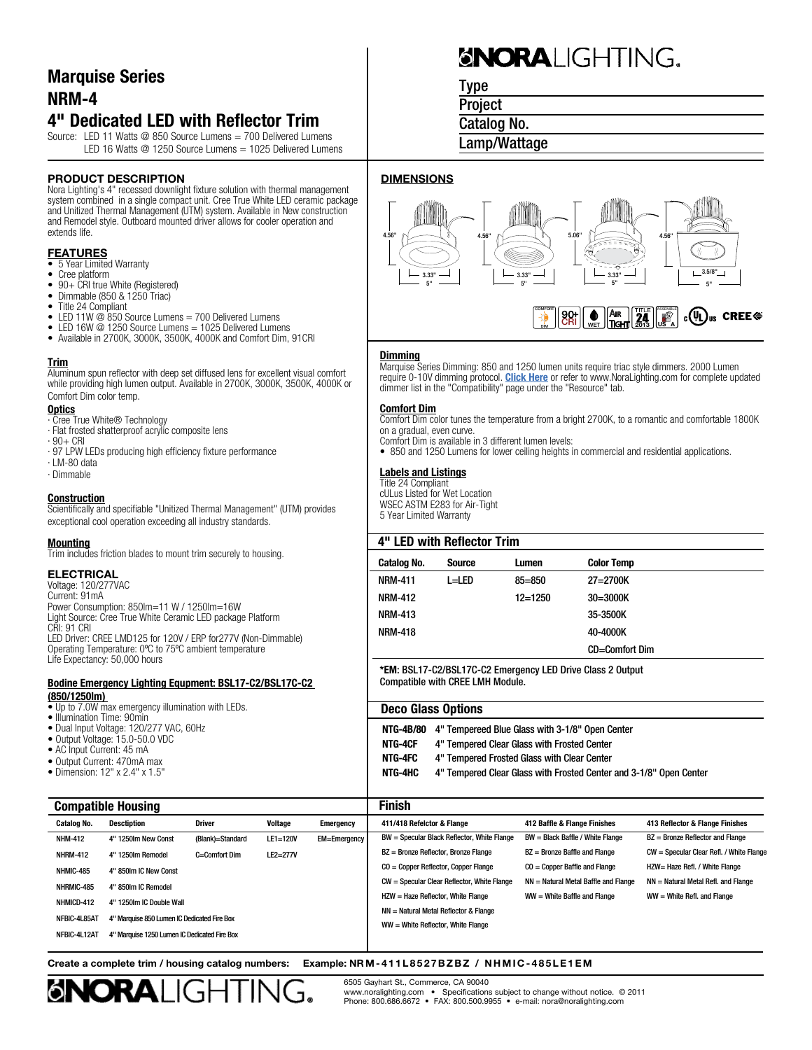# Marquise Series
# NRM-4
# 4" Dedicated LED with Reflector Trim

Source: LED 11 Watts @ 850 Source Lumens = 700 Delivered Lumens
LED 16 Watts @ 1250 Source Lumens = 1025 Delivered Lumens

NORA LIGHTING.

**Type**
**Project**
**Catalog No.**
**Lamp/Wattage**

## PRODUCT DESCRIPTION

Nora Lighting's 4" recessed downlight fixture solution with thermal management system combined in a single compact unit. Cree True White LED ceramic package and Unitized Thermal Management (UTM) system. Available in New construction and Remodel style. Outboard mounted driver allows for cooler operation and extends life.

## FEATURES

- 5 Year Limited Warranty
- Cree platform
- 90+ CRI true White (Registered)
- Dimmable (850 & 1250 Triac)
- Title 24 Compliant
- LED 11W @ 850 Source Lumens = 700 Delivered Lumens
- LED 16W @ 1250 Source Lumens = 1025 Delivered Lumens
- Available in 2700K, 3000K, 3500K, 4000K and Comfort Dim, 91CRI

### Trim

Aluminum spun reflector with deep set diffused lens for excellent visual comfort while providing high lumen output. Available in 2700K, 3000K, 3500K, 4000K or Comfort Dim color temp.

### Optics

· Cree True White® Technology
· Flat frosted shatterproof acrylic composite lens
· 90+ CRI
· 97 LPW LEDs producing high efficiency fixture performance
· LM-80 data
· Dimmable

### Construction

Scientifically and specifiable "Unitized Thermal Management" (UTM) provides exceptional cool operation exceeding all industry standards.

### Mounting

Trim includes friction blades to mount trim securely to housing.

## ELECTRICAL

Voltage: 120/277VAC
Current: 91mA
Power Consumption: 850lm=11 W / 1250lm=16W
Light Source: Cree True White Ceramic LED package Platform
CRI: 91 CRI
LED Driver: CREE LMD125 for 120V / ERP for277V (Non-Dimmable)
Operating Temperature: 0ºC to 75ºC ambient temperature
Life Expectancy: 50,000 hours

### Bodine Emergency Lighting Equipment: BSL17-C2/BSL17C-C2 (850/1250lm)

- Up to 7.0W max emergency illumination with LEDs.
- Illumination Time: 90min
- Dual Input Voltage: 120/277 VAC, 60Hz
- Output Voltage: 15.0-50.0 VDC
- AC Input Current: 45 mA
- Output Current: 470mA max
- Dimension: 12" x 2.4" x 1.5"

## DIMENSIONS

4.56" / 3.33" / 5" — 4.56" / 3.33" / 5" — 5.06" / 3.33" / 5" — 4.56" / 3.5/8" / 5"

COMFORT DIM · 90+ CRI · WET · AIR TIGHT · TITLE 24 2013 · ASSEMBLED US A · cULus · CREE

### Dimming

Marquise Series Dimming: 850 and 1250 lumen units require triac style dimmers. 2000 Lumen require 0-10V dimming protocol. **Click Here** or refer to www.NoraLighting.com for complete updated dimmer list in the "Compatibility" page under the "Resource" tab.

### Comfort Dim

Comfort Dim color tunes the temperature from a bright 2700K, to a romantic and comfortable 1800K on a gradual, even curve.
Comfort Dim is available in 3 different lumen levels:
- 850 and 1250 Lumens for lower ceiling heights in commercial and residential applications.

### Labels and Listings

Title 24 Compliant
cULus Listed for Wet Location
WSEC ASTM E283 for Air-Tight
5 Year Limited Warranty

## 4" LED with Reflector Trim

| Catalog No. | Source | Lumen | Color Temp |
|---|---|---|---|
| NRM-411 | L=LED | 85=850 | 27=2700K |
| NRM-412 | | 12=1250 | 30=3000K |
| NRM-413 | | | 35-3500K |
| NRM-418 | | | 40-4000K |
| | | | CD=Comfort Dim |

**\*EM: BSL17-C2/BSL17C-C2 Emergency LED Drive Class 2 Output Compatible with CREE LMH Module.**

## Deco Glass Options

| | |
|---|---|
| NTG-4B/80 | 4" Tempereed Blue Glass with 3-1/8" Open Center |
| NTG-4CF | 4" Tempered Clear Glass with Frosted Center |
| NTG-4FC | 4" Tempered Frosted Glass with Clear Center |
| NTG-4HC | 4" Tempered Clear Glass with Frosted Center and 3-1/8" Open Center |

## Compatible Housing

| Catalog No. | Desctiption | Driver | Voltage | Emergency |
|---|---|---|---|---|
| NHM-412 | 4" 1250lm New Const | (Blank)=Standard | LE1=120V | EM=Emergency |
| NHRM-412 | 4" 1250lm Remodel | C=Comfort Dim | LE2=277V | |
| NHMIC-485 | 4" 850lm IC New Const | | | |
| NHRMIC-485 | 4" 850lm IC Remodel | | | |
| NHMICD-412 | 4" 1250lm IC Double Wall | | | |
| NFBIC-4L85AT | 4" Marquise 850 Lumen IC Dedicated Fire Box | | | |
| NFBIC-4L12AT | 4" Marquise 1250 Lumen IC Dedicated Fire Box | | | |

## Finish

| 411/418 Refelctor & Flange | 412 Baffle & Flange Finishes | 413 Reflector & Flange Finishes |
|---|---|---|
| BW = Specular Black Reflector, White Flange | BW = Black Baffle / White Flange | BZ = Bronze Reflector and Flange |
| BZ = Bronze Reflector, Bronze Flange | BZ = Bronze Baffle and Flange | CW = Specular Clear Refl. / White Flange |
| CO = Copper Reflector, Copper Flange | CO = Copper Baffle and Flange | HZW= Haze Refl. / White Flange |
| CW = Specular Clear Reflector, White Flange | NN = Natural Metal Baffle and Flange | NN = Natural Metal Refl. and Flange |
| HZW = Haze Reflector, White Flange | WW = White Baffle and Flange | WW = White Refl. and Flange |
| NN = Natural Metal Reflector & Flange | | |
| WW = White Reflector, White Flange | | |

**Create a complete trim / housing catalog numbers: Example: NRM-411L8527BZBZ / NHMIC-485LE1EM**

NORA LIGHTING.

6505 Gayhart St., Commerce, CA 90040
www.noralighting.com • Specifications subject to change without notice. © 2011
Phone: 800.686.6672 • FAX: 800.500.9955 • e-mail: nora@noralighting.com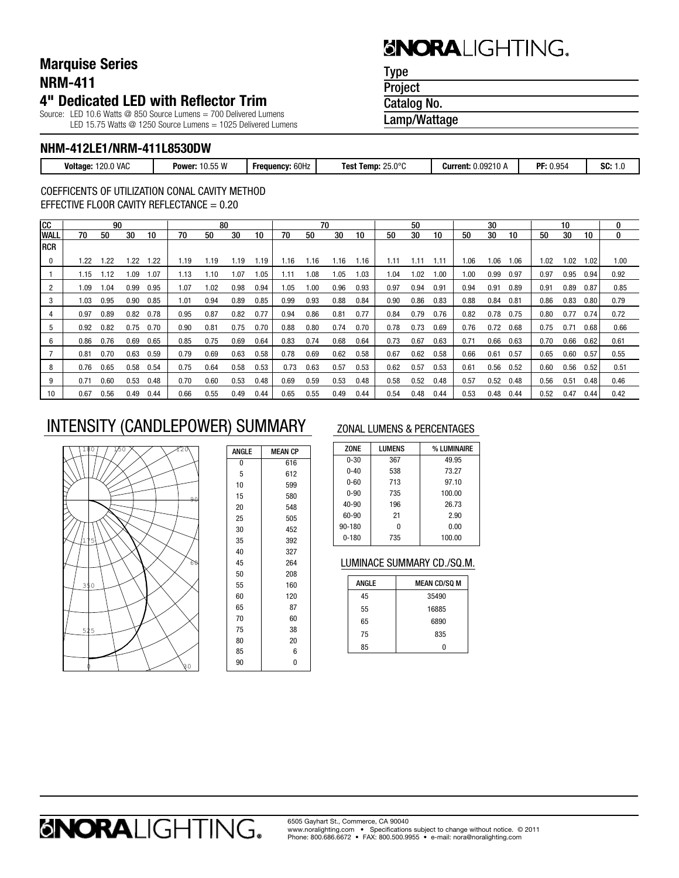# Marquise Series
# NRM-411
# 4" Dedicated LED with Reflector Trim

Source: LED 10.6 Watts @ 850 Source Lumens = 700 Delivered Lumens
LED 15.75 Watts @ 1250 Source Lumens = 1025 Delivered Lumens

**NORA**LIGHTING.

Type

Project

Catalog No.

Lamp/Wattage

## NHM-412LE1/NRM-411L8530DW

| **Voltage:** 120.0 VAC | **Power:** 10.55 W | **Frequency:** 60Hz | **Test Temp:** 25.0°C | **Current:** 0.09210 A | **PF:** 0.954 | **SC:** 1.0 |
|---|---|---|---|---|---|---|

COEFFICENTS OF UTILIZATION CONAL CAVITY METHOD
EFFECTIVE FLOOR CAVITY REFLECTANCE = 0.20

| CC | 90 | | | | 80 | | | | 70 | | | | 50 | | | 30 | | | 10 | | | 0 |
|---|---|---|---|---|---|---|---|---|---|---|---|---|---|---|---|---|---|---|---|---|---|---|
| WALL | 70 | 50 | 30 | 10 | 70 | 50 | 30 | 10 | 70 | 50 | 30 | 10 | 50 | 30 | 10 | 50 | 30 | 10 | 50 | 30 | 10 | 0 |
| RCR | | | | | | | | | | | | | | | | | | | | | | |
| 0 | 1.22 | 1.22 | 1.22 | 1.22 | 1.19 | 1.19 | 1.19 | 1.19 | 1.16 | 1.16 | 1.16 | 1.16 | 1.11 | 1.11 | 1.11 | 1.06 | 1.06 | 1.06 | 1.02 | 1.02 | 1.02 | 1.00 |
| 1 | 1.15 | 1.12 | 1.09 | 1.07 | 1.13 | 1.10 | 1.07 | 1.05 | 1.11 | 1.08 | 1.05 | 1.03 | 1.04 | 1.02 | 1.00 | 1.00 | 0.99 | 0.97 | 0.97 | 0.95 | 0.94 | 0.92 |
| 2 | 1.09 | 1.04 | 0.99 | 0.95 | 1.07 | 1.02 | 0.98 | 0.94 | 1.05 | 1.00 | 0.96 | 0.93 | 0.97 | 0.94 | 0.91 | 0.94 | 0.91 | 0.89 | 0.91 | 0.89 | 0.87 | 0.85 |
| 3 | 1.03 | 0.95 | 0.90 | 0.85 | 1.01 | 0.94 | 0.89 | 0.85 | 0.99 | 0.93 | 0.88 | 0.84 | 0.90 | 0.86 | 0.83 | 0.88 | 0.84 | 0.81 | 0.86 | 0.83 | 0.80 | 0.79 |
| 4 | 0.97 | 0.89 | 0.82 | 0.78 | 0.95 | 0.87 | 0.82 | 0.77 | 0.94 | 0.86 | 0.81 | 0.77 | 0.84 | 0.79 | 0.76 | 0.82 | 0.78 | 0.75 | 0.80 | 0.77 | 0.74 | 0.72 |
| 5 | 0.92 | 0.82 | 0.75 | 0.70 | 0.90 | 0.81 | 0.75 | 0.70 | 0.88 | 0.80 | 0.74 | 0.70 | 0.78 | 0.73 | 0.69 | 0.76 | 0.72 | 0.68 | 0.75 | 0.71 | 0.68 | 0.66 |
| 6 | 0.86 | 0.76 | 0.69 | 0.65 | 0.85 | 0.75 | 0.69 | 0.64 | 0.83 | 0.74 | 0.68 | 0.64 | 0.73 | 0.67 | 0.63 | 0.71 | 0.66 | 0.63 | 0.70 | 0.66 | 0.62 | 0.61 |
| 7 | 0.81 | 0.70 | 0.63 | 0.59 | 0.79 | 0.69 | 0.63 | 0.58 | 0.78 | 0.69 | 0.62 | 0.58 | 0.67 | 0.62 | 0.58 | 0.66 | 0.61 | 0.57 | 0.65 | 0.60 | 0.57 | 0.55 |
| 8 | 0.76 | 0.65 | 0.58 | 0.54 | 0.75 | 0.64 | 0.58 | 0.53 | 0.73 | 0.63 | 0.57 | 0.53 | 0.62 | 0.57 | 0.53 | 0.61 | 0.56 | 0.52 | 0.60 | 0.56 | 0.52 | 0.51 |
| 9 | 0.71 | 0.60 | 0.53 | 0.48 | 0.70 | 0.60 | 0.53 | 0.48 | 0.69 | 0.59 | 0.53 | 0.48 | 0.58 | 0.52 | 0.48 | 0.57 | 0.52 | 0.48 | 0.56 | 0.51 | 0.48 | 0.46 |
| 10 | 0.67 | 0.56 | 0.49 | 0.44 | 0.66 | 0.55 | 0.49 | 0.44 | 0.65 | 0.55 | 0.49 | 0.44 | 0.54 | 0.48 | 0.44 | 0.53 | 0.48 | 0.44 | 0.52 | 0.47 | 0.44 | 0.42 |

## INTENSITY (CANDLEPOWER) SUMMARY

180 150 120 90 60 30 0
175 350 525

| ANGLE | MEAN CP |
|---|---|
| 0 | 616 |
| 5 | 612 |
| 10 | 599 |
| 15 | 580 |
| 20 | 548 |
| 25 | 505 |
| 30 | 452 |
| 35 | 392 |
| 40 | 327 |
| 45 | 264 |
| 50 | 208 |
| 55 | 160 |
| 60 | 120 |
| 65 | 87 |
| 70 | 60 |
| 75 | 38 |
| 80 | 20 |
| 85 | 6 |
| 90 | 0 |

### ZONAL LUMENS & PERCENTAGES

| ZONE | LUMENS | % LUMINAIRE |
|---|---|---|
| 0-30 | 367 | 49.95 |
| 0-40 | 538 | 73.27 |
| 0-60 | 713 | 97.10 |
| 0-90 | 735 | 100.00 |
| 40-90 | 196 | 26.73 |
| 60-90 | 21 | 2.90 |
| 90-180 | 0 | 0.00 |
| 0-180 | 735 | 100.00 |

### LUMINACE SUMMARY CD./SQ.M.

| ANGLE | MEAN CD/SQ M |
|---|---|
| 45 | 35490 |
| 55 | 16885 |
| 65 | 6890 |
| 75 | 835 |
| 85 | 0 |

**NORA**LIGHTING.

6505 Gayhart St., Commerce, CA 90040
www.noralighting.com • Specifications subject to change without notice. © 2011
Phone: 800.686.6672 • FAX: 800.500.9955 • e-mail: nora@noralighting.com